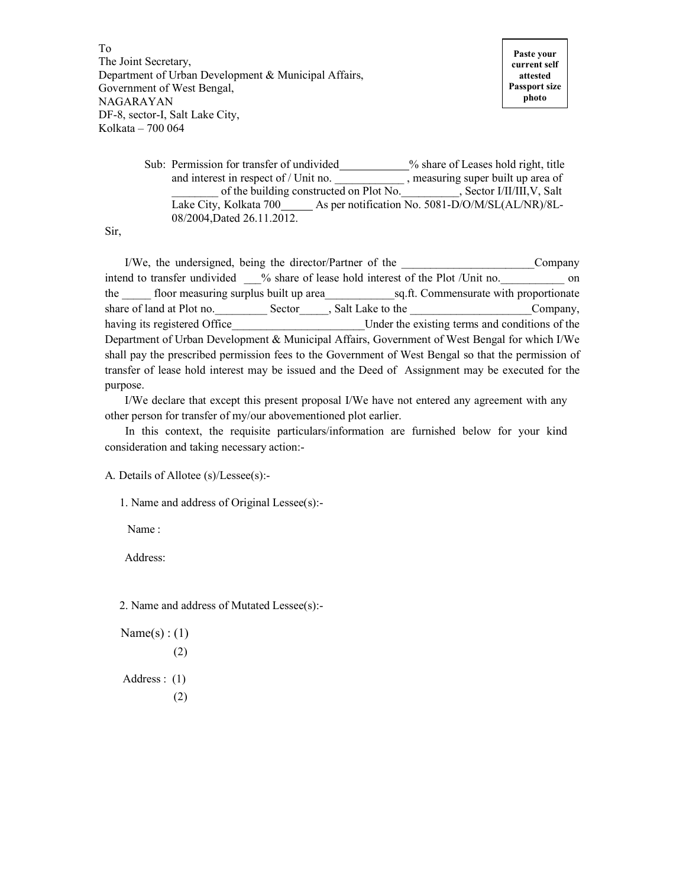To
The Joint Secretary,
Department of Urban Development & Municipal Affairs,
Government of West Bengal,
NAGARAYAN
DF-8, sector-I, Salt Lake City,
Kolkata – 700 064

**Paste your current self attested Passport size photo**

Sub: Permission for transfer of undivided____________% share of Leases hold right, title and interest in respect of / Unit no. ____________ , measuring super built up area of ________ of the building constructed on Plot No.__________, Sector I/II/III,V, Salt Lake City, Kolkata 700______ As per notification No. 5081-D/O/M/SL(AL/NR)/8L-08/2004,Dated 26.11.2012.

Sir,

I/We, the undersigned, being the director/Partner of the _______________________Company intend to transfer undivided ___% share of lease hold interest of the Plot /Unit no.___________ on the _____ floor measuring surplus built up area____________sq.ft. Commensurate with proportionate share of land at Plot no._________ Sector_____, Salt Lake to the _____________________Company, having its registered Office_______________________Under the existing terms and conditions of the Department of Urban Development & Municipal Affairs, Government of West Bengal for which I/We shall pay the prescribed permission fees to the Government of West Bengal so that the permission of transfer of lease hold interest may be issued and the Deed of Assignment may be executed for the purpose.

I/We declare that except this present proposal I/We have not entered any agreement with any other person for transfer of my/our abovementioned plot earlier.

In this context, the requisite particulars/information are furnished below for your kind consideration and taking necessary action:-

A. Details of Allotee (s)/Lessee(s):-

1. Name and address of Original Lessee(s):-

Name :

Address:

2. Name and address of Mutated Lessee(s):-

Name(s) : (1)
(2)

Address : (1)
(2)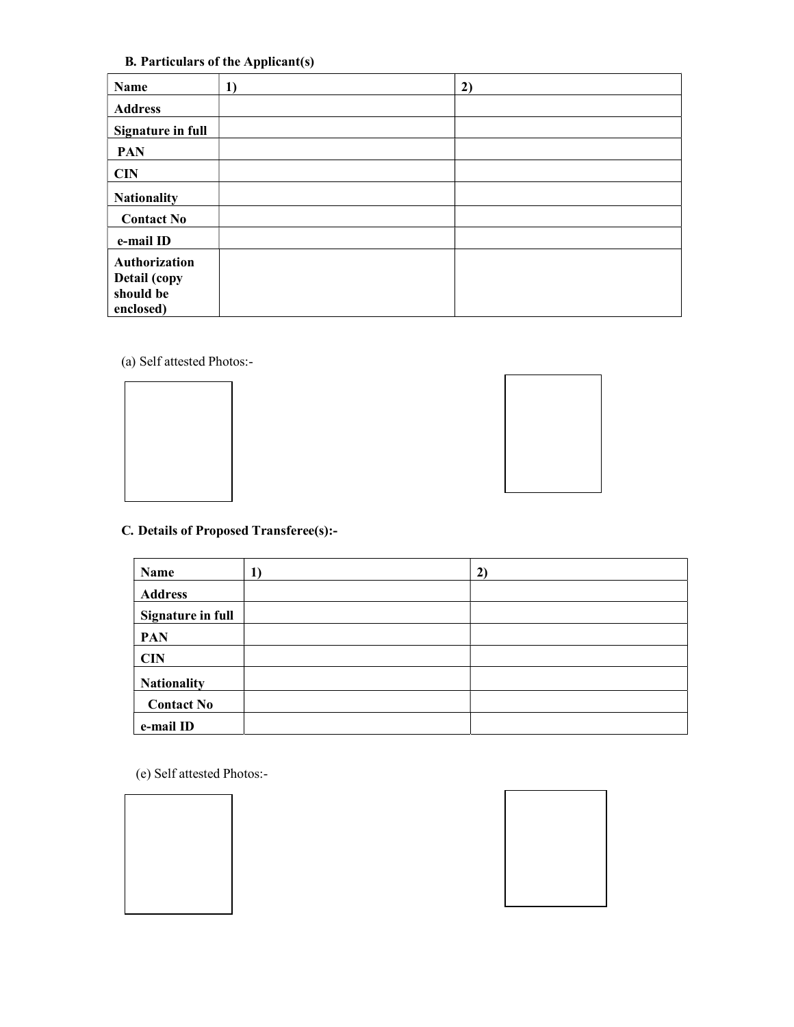**B. Particulars of the Applicant(s)**

| Name | 1) | 2) |
|---|---|---|
| Address | | |
| Signature in full | | |
| PAN | | |
| CIN | | |
| Nationality | | |
| Contact No | | |
| e-mail ID | | |
| Authorization Detail (copy should be enclosed) | | |

(a) Self attested Photos:-

**C. Details of Proposed Transferee(s):-**

| Name | 1) | 2) |
|---|---|---|
| Address | | |
| Signature in full | | |
| PAN | | |
| CIN | | |
| Nationality | | |
| Contact No | | |
| e-mail ID | | |

(e) Self attested Photos:-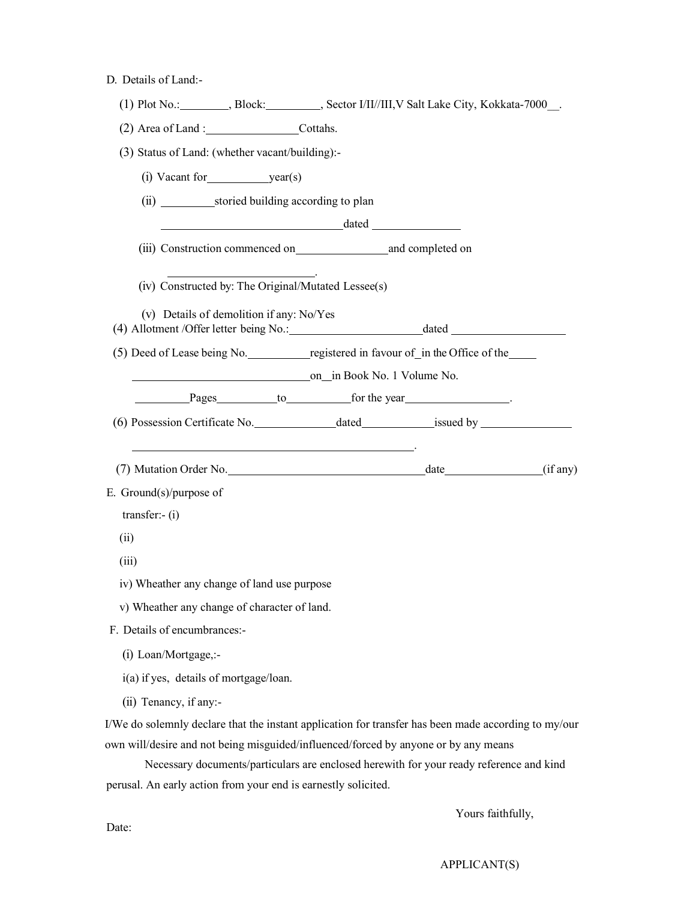D. Details of Land:-

(1) Plot No.:________, Block:_________, Sector I/II//III,V Salt Lake City, Kokkata-7000__.

(2) Area of Land :________________Cottahs.

(3) Status of Land: (whether vacant/building):-

(i) Vacant for__________year(s)

(ii) _________storied building according to plan ______________________________dated ______________

(iii) Construction commenced on________________and completed on _________________________.

(iv) Constructed by: The Original/Mutated Lessee(s)

(v) Details of demolition if any: No/Yes

(4) Allotment /Offer letter being No.:______________________dated ___________________

(5) Deed of Lease being No.__________registered in favour of_in the Office of the_____ ______________________________on__in Book No. 1 Volume No. _________Pages__________to__________for the year_________________.

(6) Possession Certificate No.______________dated____________issued by _______________ _________________________________________________.

(7) Mutation Order No.__________________________________date________________(if any)

E. Ground(s)/purpose of transfer:- (i)

(ii)

(iii)

iv) Wheather any change of land use purpose

v) Wheather any change of character of land.

F. Details of encumbrances:-

(i) Loan/Mortgage,:-

i(a) if yes, details of mortgage/loan.

(ii) Tenancy, if any:-

I/We do solemnly declare that the instant application for transfer has been made according to my/our own will/desire and not being misguided/influenced/forced by anyone or by any means

Necessary documents/particulars are enclosed herewith for your ready reference and kind perusal. An early action from your end is earnestly solicited.

Yours faithfully,

Date:

APPLICANT(S)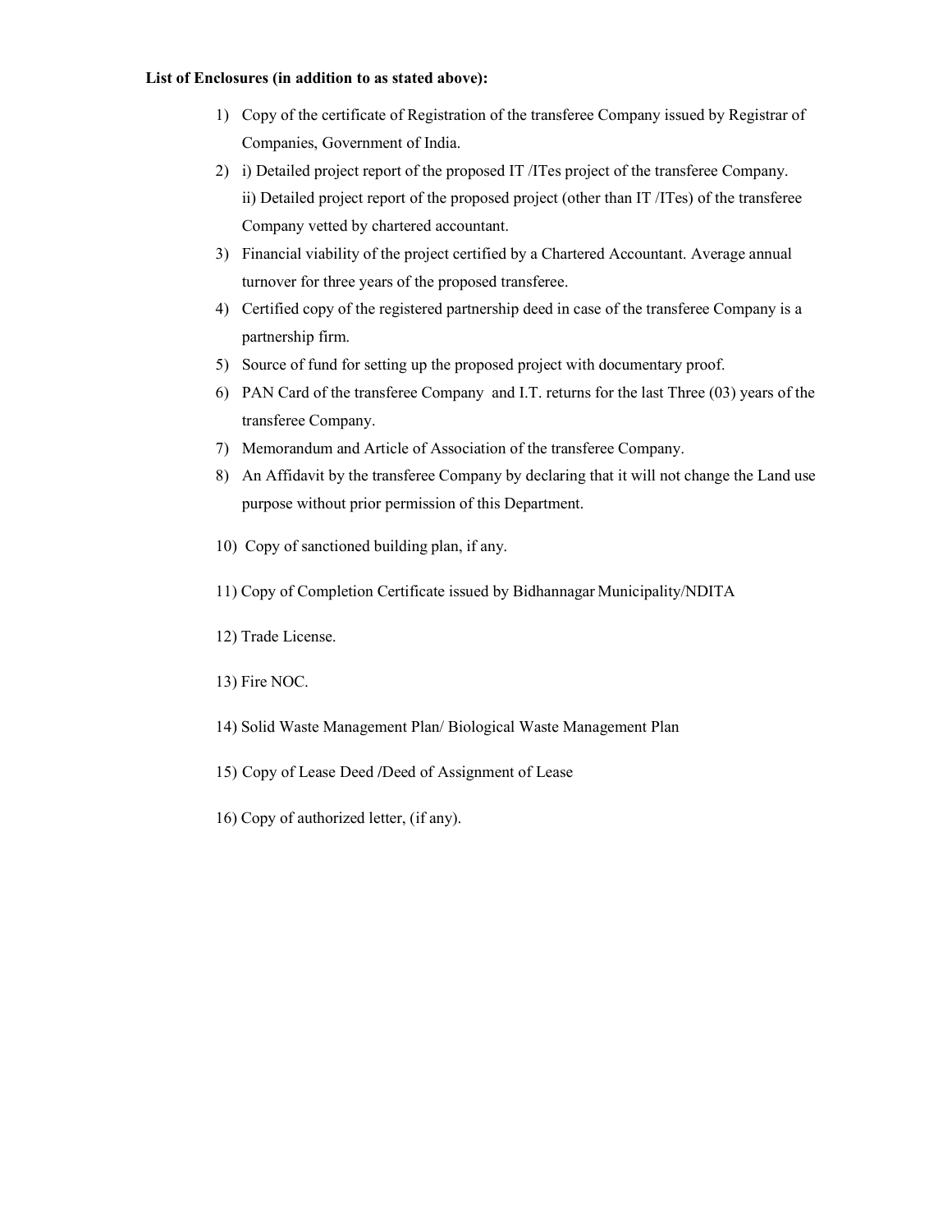**List of Enclosures (in addition to as stated above):**

1) Copy of the certificate of Registration of the transferee Company issued by Registrar of Companies, Government of India.
2) i) Detailed project report of the proposed IT /ITes project of the transferee Company.
   ii) Detailed project report of the proposed project (other than IT /ITes) of the transferee Company vetted by chartered accountant.
3) Financial viability of the project certified by a Chartered Accountant. Average annual turnover for three years of the proposed transferee.
4) Certified copy of the registered partnership deed in case of the transferee Company is a partnership firm.
5) Source of fund for setting up the proposed project with documentary proof.
6) PAN Card of the transferee Company and I.T. returns for the last Three (03) years of the transferee Company.
7) Memorandum and Article of Association of the transferee Company.
8) An Affidavit by the transferee Company by declaring that it will not change the Land use purpose without prior permission of this Department.

10) Copy of sanctioned building plan, if any.

11) Copy of Completion Certificate issued by Bidhannagar Municipality/NDITA

12) Trade License.

13) Fire NOC.

14) Solid Waste Management Plan/ Biological Waste Management Plan

15) Copy of Lease Deed /Deed of Assignment of Lease

16) Copy of authorized letter, (if any).